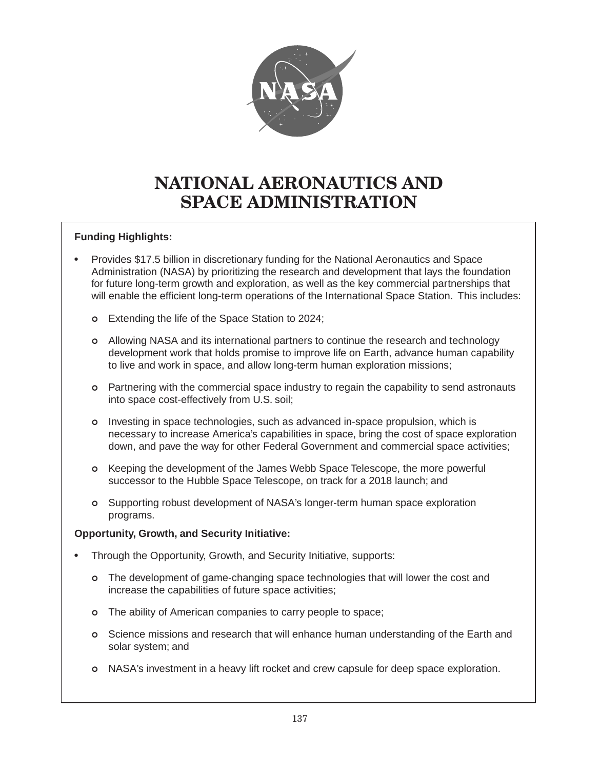# NATIONAL AERONAUTICS AND SPACE ADMINISTRATION

**Funding Highlights:**

- Provides $17.5 billion in discretionary funding for the National Aeronautics and Space Administration (NASA) by prioritizing the research and development that lays the foundation for future long-term growth and exploration, as well as the key commercial partnerships that will enable the efficient long-term operations of the International Space Station. This includes:
  - Extending the life of the Space Station to 2024;
  - Allowing NASA and its international partners to continue the research and technology development work that holds promise to improve life on Earth, advance human capability to live and work in space, and allow long-term human exploration missions;
  - Partnering with the commercial space industry to regain the capability to send astronauts into space cost-effectively from U.S. soil;
  - Investing in space technologies, such as advanced in-space propulsion, which is necessary to increase America's capabilities in space, bring the cost of space exploration down, and pave the way for other Federal Government and commercial space activities;
  - Keeping the development of the James Webb Space Telescope, the more powerful successor to the Hubble Space Telescope, on track for a 2018 launch; and
  - Supporting robust development of NASA's longer-term human space exploration programs.

**Opportunity, Growth, and Security Initiative:**

- Through the Opportunity, Growth, and Security Initiative, supports:
  - The development of game-changing space technologies that will lower the cost and increase the capabilities of future space activities;
  - The ability of American companies to carry people to space;
  - Science missions and research that will enhance human understanding of the Earth and solar system; and
  - NASA's investment in a heavy lift rocket and crew capsule for deep space exploration.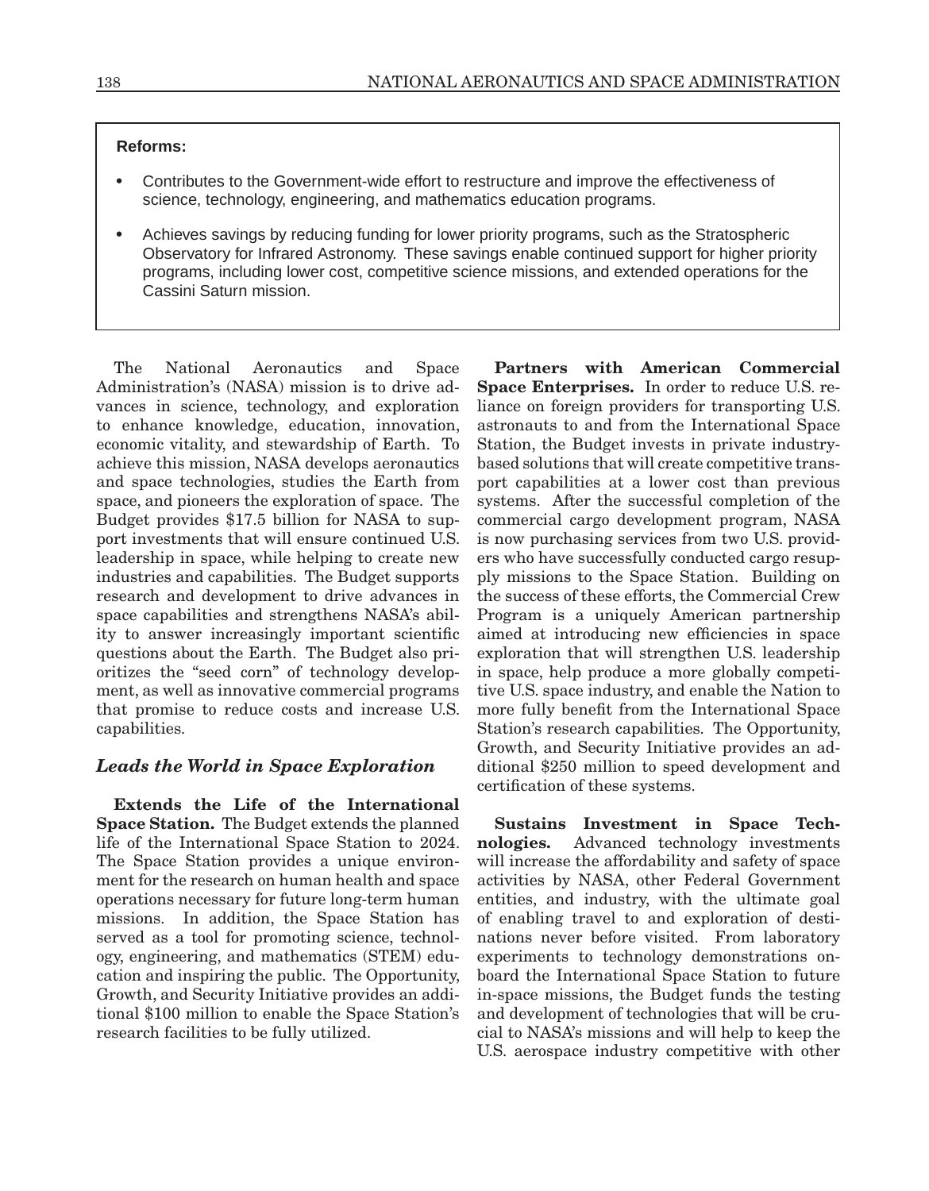**Reforms:**

- Contributes to the Government-wide effort to restructure and improve the effectiveness of science, technology, engineering, and mathematics education programs.
- Achieves savings by reducing funding for lower priority programs, such as the Stratospheric Observatory for Infrared Astronomy. These savings enable continued support for higher priority programs, including lower cost, competitive science missions, and extended operations for the Cassini Saturn mission.

The National Aeronautics and Space Administration's (NASA) mission is to drive advances in science, technology, and exploration to enhance knowledge, education, innovation, economic vitality, and stewardship of Earth. To achieve this mission, NASA develops aeronautics and space technologies, studies the Earth from space, and pioneers the exploration of space. The Budget provides $17.5 billion for NASA to support investments that will ensure continued U.S. leadership in space, while helping to create new industries and capabilities. The Budget supports research and development to drive advances in space capabilities and strengthens NASA's ability to answer increasingly important scientific questions about the Earth. The Budget also prioritizes the "seed corn" of technology development, as well as innovative commercial programs that promise to reduce costs and increase U.S. capabilities.

### *Leads the World in Space Exploration*

**Extends the Life of the International Space Station.** The Budget extends the planned life of the International Space Station to 2024. The Space Station provides a unique environment for the research on human health and space operations necessary for future long-term human missions. In addition, the Space Station has served as a tool for promoting science, technology, engineering, and mathematics (STEM) education and inspiring the public. The Opportunity, Growth, and Security Initiative provides an additional $100 million to enable the Space Station's research facilities to be fully utilized.

**Partners with American Commercial Space Enterprises.** In order to reduce U.S. reliance on foreign providers for transporting U.S. astronauts to and from the International Space Station, the Budget invests in private industry-based solutions that will create competitive transport capabilities at a lower cost than previous systems. After the successful completion of the commercial cargo development program, NASA is now purchasing services from two U.S. providers who have successfully conducted cargo resupply missions to the Space Station. Building on the success of these efforts, the Commercial Crew Program is a uniquely American partnership aimed at introducing new efficiencies in space exploration that will strengthen U.S. leadership in space, help produce a more globally competitive U.S. space industry, and enable the Nation to more fully benefit from the International Space Station's research capabilities. The Opportunity, Growth, and Security Initiative provides an additional $250 million to speed development and certification of these systems.

**Sustains Investment in Space Technologies.** Advanced technology investments will increase the affordability and safety of space activities by NASA, other Federal Government entities, and industry, with the ultimate goal of enabling travel to and exploration of destinations never before visited. From laboratory experiments to technology demonstrations onboard the International Space Station to future in-space missions, the Budget funds the testing and development of technologies that will be crucial to NASA's missions and will help to keep the U.S. aerospace industry competitive with other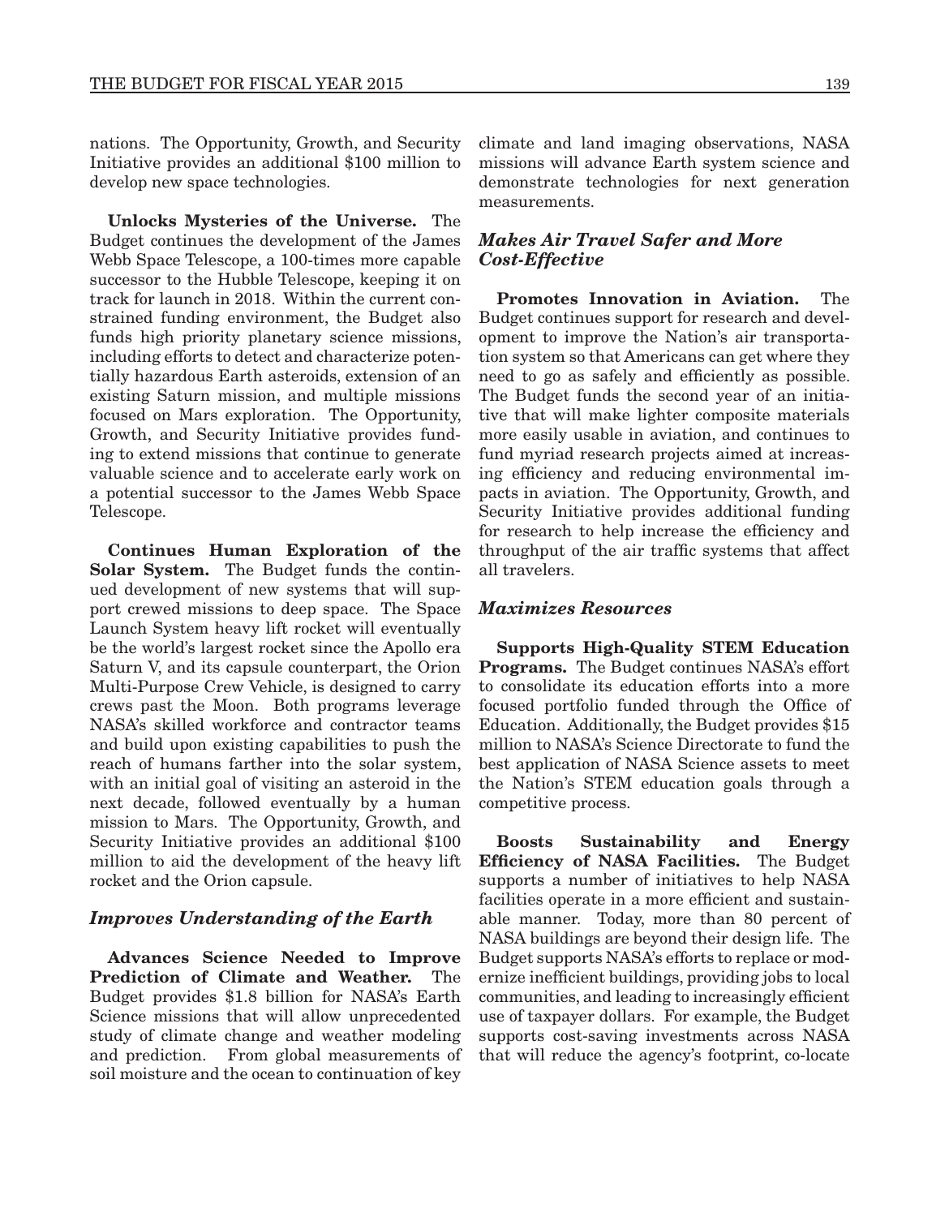nations. The Opportunity, Growth, and Security Initiative provides an additional $100 million to develop new space technologies.

**Unlocks Mysteries of the Universe.** The Budget continues the development of the James Webb Space Telescope, a 100-times more capable successor to the Hubble Telescope, keeping it on track for launch in 2018. Within the current constrained funding environment, the Budget also funds high priority planetary science missions, including efforts to detect and characterize potentially hazardous Earth asteroids, extension of an existing Saturn mission, and multiple missions focused on Mars exploration. The Opportunity, Growth, and Security Initiative provides funding to extend missions that continue to generate valuable science and to accelerate early work on a potential successor to the James Webb Space Telescope.

**Continues Human Exploration of the Solar System.** The Budget funds the continued development of new systems that will support crewed missions to deep space. The Space Launch System heavy lift rocket will eventually be the world's largest rocket since the Apollo era Saturn V, and its capsule counterpart, the Orion Multi-Purpose Crew Vehicle, is designed to carry crews past the Moon. Both programs leverage NASA's skilled workforce and contractor teams and build upon existing capabilities to push the reach of humans farther into the solar system, with an initial goal of visiting an asteroid in the next decade, followed eventually by a human mission to Mars. The Opportunity, Growth, and Security Initiative provides an additional $100 million to aid the development of the heavy lift rocket and the Orion capsule.

### *Improves Understanding of the Earth*

**Advances Science Needed to Improve Prediction of Climate and Weather.** The Budget provides $1.8 billion for NASA's Earth Science missions that will allow unprecedented study of climate change and weather modeling and prediction. From global measurements of soil moisture and the ocean to continuation of key climate and land imaging observations, NASA missions will advance Earth system science and demonstrate technologies for next generation measurements.

### *Makes Air Travel Safer and More Cost-Effective*

**Promotes Innovation in Aviation.** The Budget continues support for research and development to improve the Nation's air transportation system so that Americans can get where they need to go as safely and efficiently as possible. The Budget funds the second year of an initiative that will make lighter composite materials more easily usable in aviation, and continues to fund myriad research projects aimed at increasing efficiency and reducing environmental impacts in aviation. The Opportunity, Growth, and Security Initiative provides additional funding for research to help increase the efficiency and throughput of the air traffic systems that affect all travelers.

### *Maximizes Resources*

**Supports High-Quality STEM Education Programs.** The Budget continues NASA's effort to consolidate its education efforts into a more focused portfolio funded through the Office of Education. Additionally, the Budget provides $15 million to NASA's Science Directorate to fund the best application of NASA Science assets to meet the Nation's STEM education goals through a competitive process.

**Boosts Sustainability and Energy Efficiency of NASA Facilities.** The Budget supports a number of initiatives to help NASA facilities operate in a more efficient and sustainable manner. Today, more than 80 percent of NASA buildings are beyond their design life. The Budget supports NASA's efforts to replace or modernize inefficient buildings, providing jobs to local communities, and leading to increasingly efficient use of taxpayer dollars. For example, the Budget supports cost-saving investments across NASA that will reduce the agency's footprint, co-locate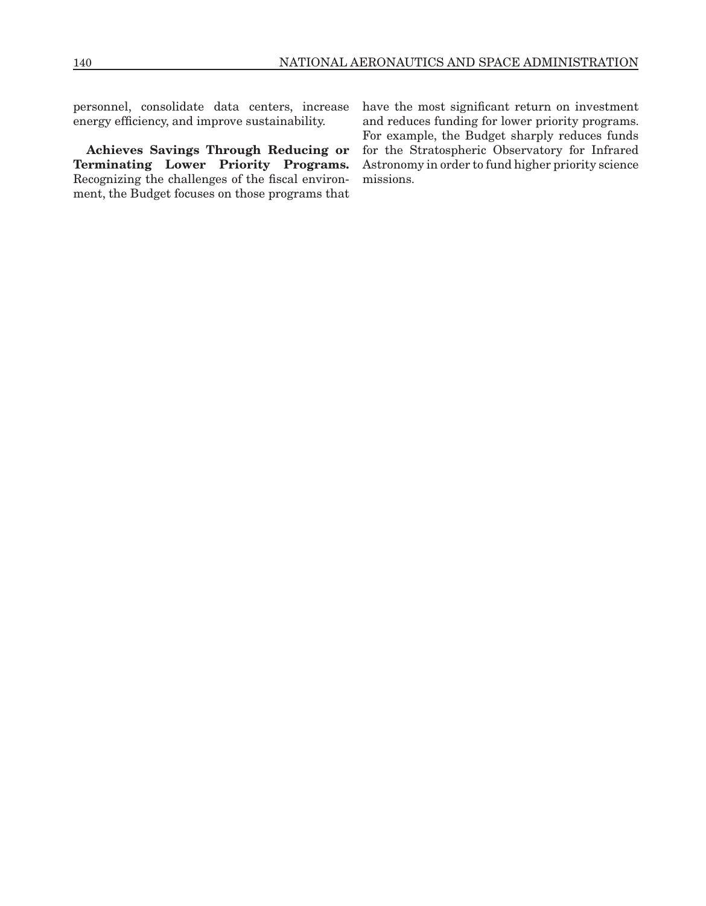personnel, consolidate data centers, increase energy efficiency, and improve sustainability.

**Achieves Savings Through Reducing or Terminating Lower Priority Programs.** Recognizing the challenges of the fiscal environment, the Budget focuses on those programs that have the most significant return on investment and reduces funding for lower priority programs. For example, the Budget sharply reduces funds for the Stratospheric Observatory for Infrared Astronomy in order to fund higher priority science missions.